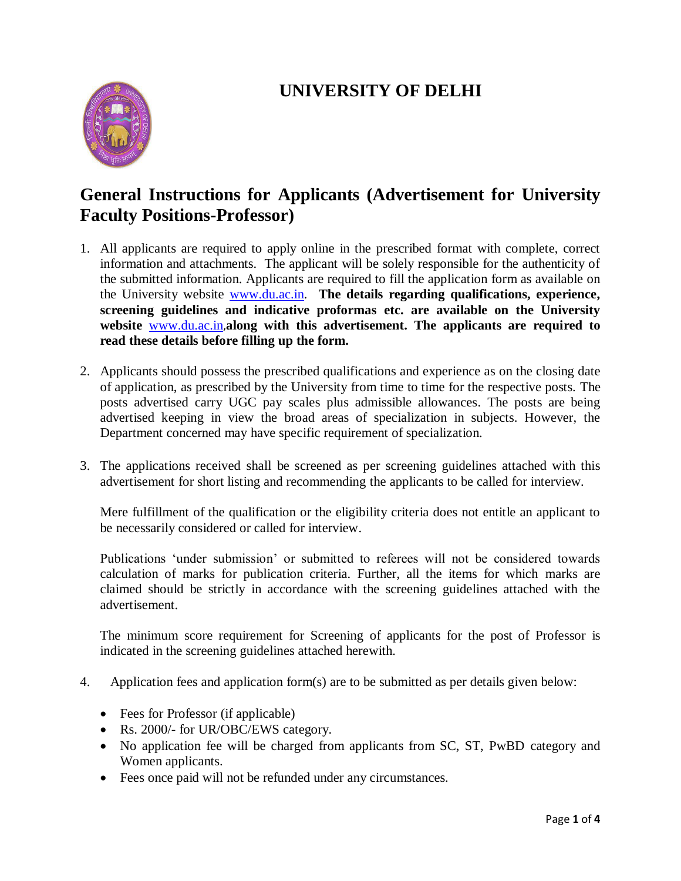# UNIVERSITY OF DELHI

## General Instructions for Applicants (Advertisement for University Faculty Positions-Professor)

1. All applicants are required to apply online in the prescribed format with complete, correct information and attachments. The applicant will be solely responsible for the authenticity of the submitted information. Applicants are required to fill the application form as available on the University website www.du.ac.in. **The details regarding qualifications, experience, screening guidelines and indicative proformas etc. are available on the University website** www.du.ac.in,**along with this advertisement. The applicants are required to read these details before filling up the form.**

2. Applicants should possess the prescribed qualifications and experience as on the closing date of application, as prescribed by the University from time to time for the respective posts. The posts advertised carry UGC pay scales plus admissible allowances. The posts are being advertised keeping in view the broad areas of specialization in subjects. However, the Department concerned may have specific requirement of specialization.

3. The applications received shall be screened as per screening guidelines attached with this advertisement for short listing and recommending the applicants to be called for interview.

   Mere fulfillment of the qualification or the eligibility criteria does not entitle an applicant to be necessarily considered or called for interview.

   Publications 'under submission' or submitted to referees will not be considered towards calculation of marks for publication criteria. Further, all the items for which marks are claimed should be strictly in accordance with the screening guidelines attached with the advertisement.

   The minimum score requirement for Screening of applicants for the post of Professor is indicated in the screening guidelines attached herewith.

4. Application fees and application form(s) are to be submitted as per details given below:

   - Fees for Professor (if applicable)
   - Rs. 2000/- for UR/OBC/EWS category.
   - No application fee will be charged from applicants from SC, ST, PwBD category and Women applicants.
   - Fees once paid will not be refunded under any circumstances.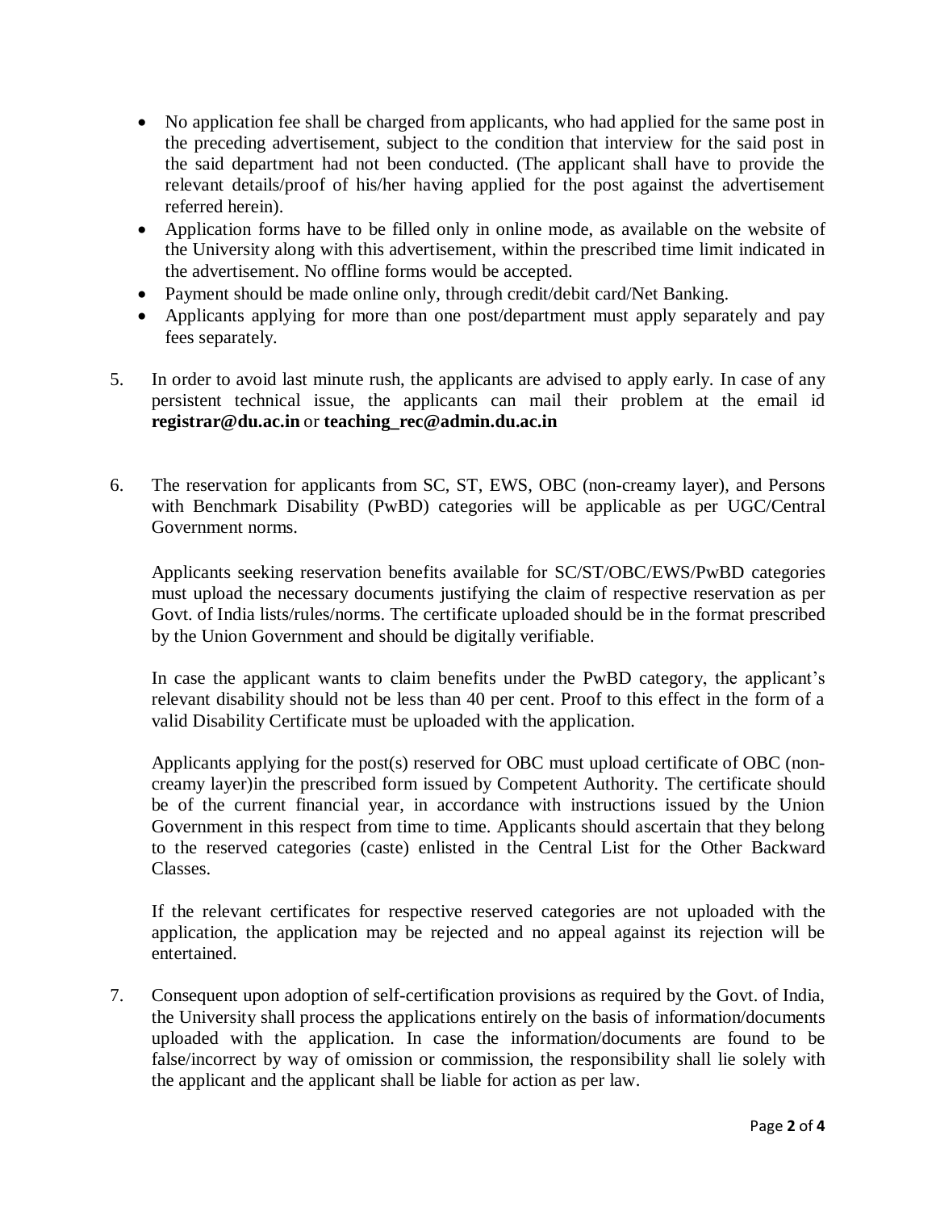- No application fee shall be charged from applicants, who had applied for the same post in the preceding advertisement, subject to the condition that interview for the said post in the said department had not been conducted. (The applicant shall have to provide the relevant details/proof of his/her having applied for the post against the advertisement referred herein).
- Application forms have to be filled only in online mode, as available on the website of the University along with this advertisement, within the prescribed time limit indicated in the advertisement. No offline forms would be accepted.
- Payment should be made online only, through credit/debit card/Net Banking.
- Applicants applying for more than one post/department must apply separately and pay fees separately.

5. In order to avoid last minute rush, the applicants are advised to apply early. In case of any persistent technical issue, the applicants can mail their problem at the email id **registrar@du.ac.in** or **teaching_rec@admin.du.ac.in**

6. The reservation for applicants from SC, ST, EWS, OBC (non-creamy layer), and Persons with Benchmark Disability (PwBD) categories will be applicable as per UGC/Central Government norms.

   Applicants seeking reservation benefits available for SC/ST/OBC/EWS/PwBD categories must upload the necessary documents justifying the claim of respective reservation as per Govt. of India lists/rules/norms. The certificate uploaded should be in the format prescribed by the Union Government and should be digitally verifiable.

   In case the applicant wants to claim benefits under the PwBD category, the applicant's relevant disability should not be less than 40 per cent. Proof to this effect in the form of a valid Disability Certificate must be uploaded with the application.

   Applicants applying for the post(s) reserved for OBC must upload certificate of OBC (non-creamy layer)in the prescribed form issued by Competent Authority. The certificate should be of the current financial year, in accordance with instructions issued by the Union Government in this respect from time to time. Applicants should ascertain that they belong to the reserved categories (caste) enlisted in the Central List for the Other Backward Classes.

   If the relevant certificates for respective reserved categories are not uploaded with the application, the application may be rejected and no appeal against its rejection will be entertained.

7. Consequent upon adoption of self-certification provisions as required by the Govt. of India, the University shall process the applications entirely on the basis of information/documents uploaded with the application. In case the information/documents are found to be false/incorrect by way of omission or commission, the responsibility shall lie solely with the applicant and the applicant shall be liable for action as per law.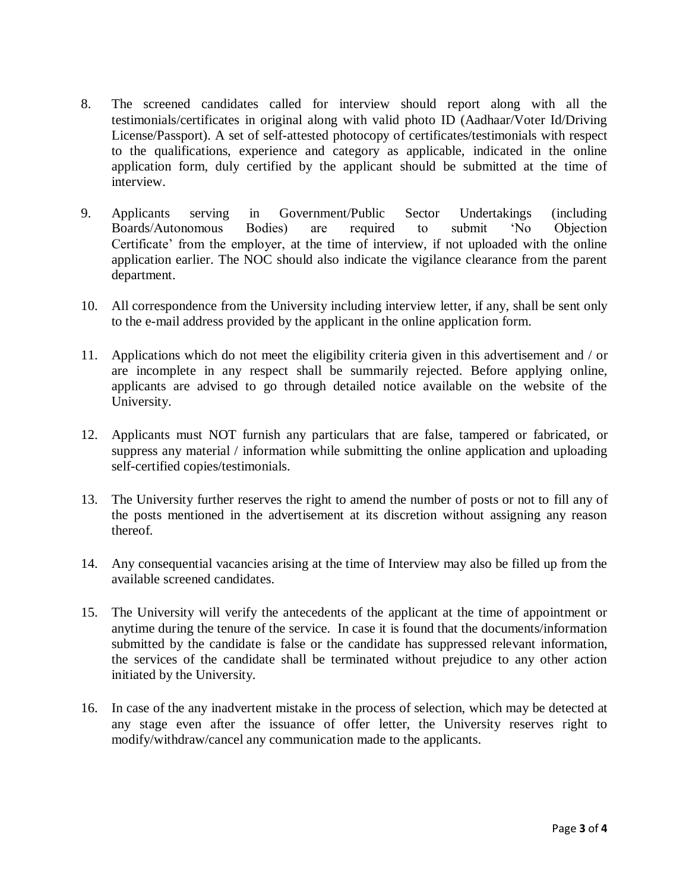8. The screened candidates called for interview should report along with all the testimonials/certificates in original along with valid photo ID (Aadhaar/Voter Id/Driving License/Passport). A set of self-attested photocopy of certificates/testimonials with respect to the qualifications, experience and category as applicable, indicated in the online application form, duly certified by the applicant should be submitted at the time of interview.

9. Applicants serving in Government/Public Sector Undertakings (including Boards/Autonomous Bodies) are required to submit 'No Objection Certificate' from the employer, at the time of interview, if not uploaded with the online application earlier. The NOC should also indicate the vigilance clearance from the parent department.

10. All correspondence from the University including interview letter, if any, shall be sent only to the e-mail address provided by the applicant in the online application form.

11. Applications which do not meet the eligibility criteria given in this advertisement and / or are incomplete in any respect shall be summarily rejected. Before applying online, applicants are advised to go through detailed notice available on the website of the University.

12. Applicants must NOT furnish any particulars that are false, tampered or fabricated, or suppress any material / information while submitting the online application and uploading self-certified copies/testimonials.

13. The University further reserves the right to amend the number of posts or not to fill any of the posts mentioned in the advertisement at its discretion without assigning any reason thereof.

14. Any consequential vacancies arising at the time of Interview may also be filled up from the available screened candidates.

15. The University will verify the antecedents of the applicant at the time of appointment or anytime during the tenure of the service. In case it is found that the documents/information submitted by the candidate is false or the candidate has suppressed relevant information, the services of the candidate shall be terminated without prejudice to any other action initiated by the University.

16. In case of the any inadvertent mistake in the process of selection, which may be detected at any stage even after the issuance of offer letter, the University reserves right to modify/withdraw/cancel any communication made to the applicants.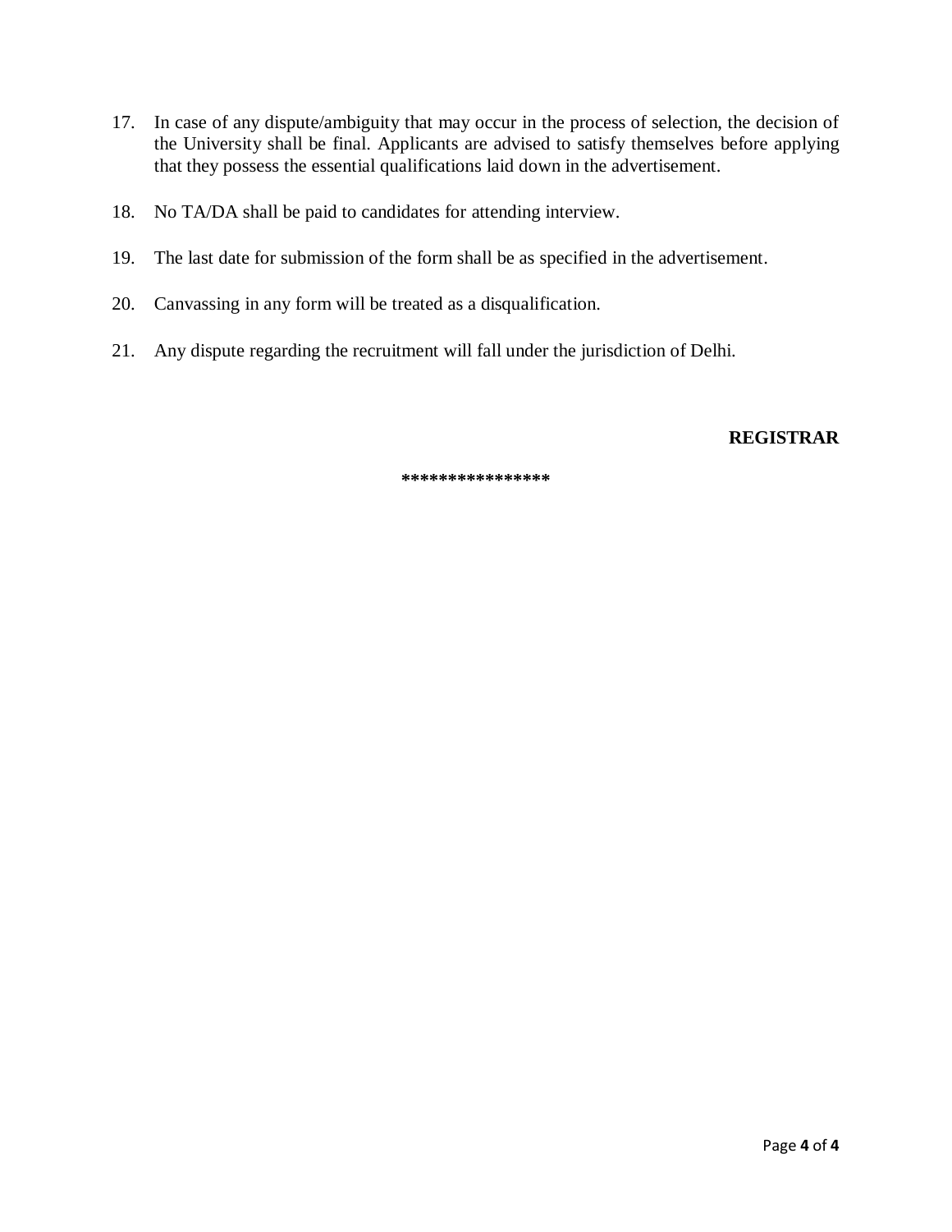17. In case of any dispute/ambiguity that may occur in the process of selection, the decision of the University shall be final. Applicants are advised to satisfy themselves before applying that they possess the essential qualifications laid down in the advertisement.

18. No TA/DA shall be paid to candidates for attending interview.

19. The last date for submission of the form shall be as specified in the advertisement.

20. Canvassing in any form will be treated as a disqualification.

21. Any dispute regarding the recruitment will fall under the jurisdiction of Delhi.

**REGISTRAR**

****************